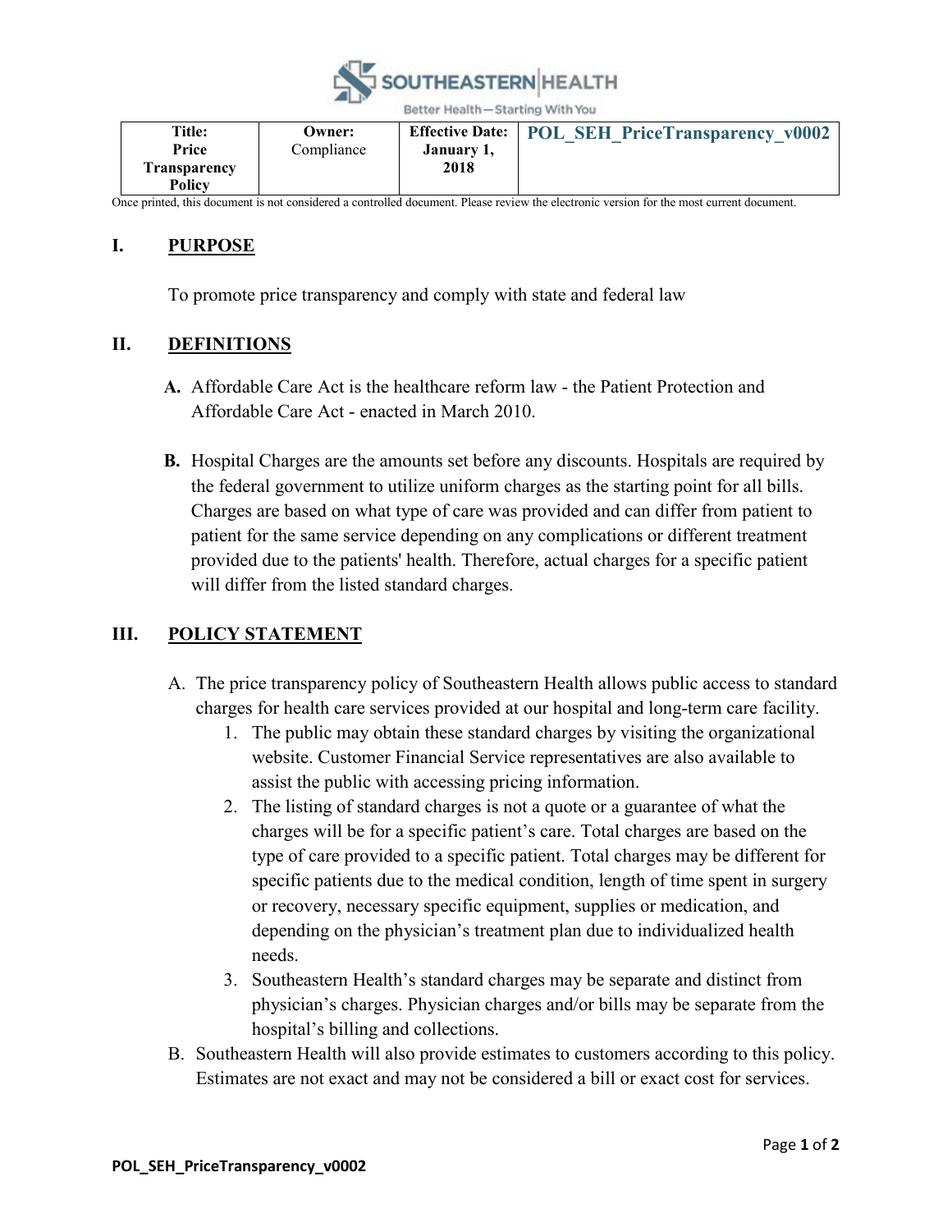SOUTHEASTERN HEALTH

Better Health—Starting With You

| Title: Price Transparency Policy | Owner: Compliance | Effective Date: January 1, 2018 | POL_SEH_PriceTransparency_v0002 |
|---|---|---|---|

Once printed, this document is not considered a controlled document. Please review the electronic version for the most current document.

## I. PURPOSE

To promote price transparency and comply with state and federal law

## II. DEFINITIONS

**A.** Affordable Care Act is the healthcare reform law - the Patient Protection and Affordable Care Act - enacted in March 2010.

**B.** Hospital Charges are the amounts set before any discounts. Hospitals are required by the federal government to utilize uniform charges as the starting point for all bills. Charges are based on what type of care was provided and can differ from patient to patient for the same service depending on any complications or different treatment provided due to the patients' health. Therefore, actual charges for a specific patient will differ from the listed standard charges.

## III. POLICY STATEMENT

A. The price transparency policy of Southeastern Health allows public access to standard charges for health care services provided at our hospital and long-term care facility.
   1. The public may obtain these standard charges by visiting the organizational website. Customer Financial Service representatives are also available to assist the public with accessing pricing information.
   2. The listing of standard charges is not a quote or a guarantee of what the charges will be for a specific patient's care. Total charges are based on the type of care provided to a specific patient. Total charges may be different for specific patients due to the medical condition, length of time spent in surgery or recovery, necessary specific equipment, supplies or medication, and depending on the physician's treatment plan due to individualized health needs.
   3. Southeastern Health's standard charges may be separate and distinct from physician's charges. Physician charges and/or bills may be separate from the hospital's billing and collections.

B. Southeastern Health will also provide estimates to customers according to this policy. Estimates are not exact and may not be considered a bill or exact cost for services.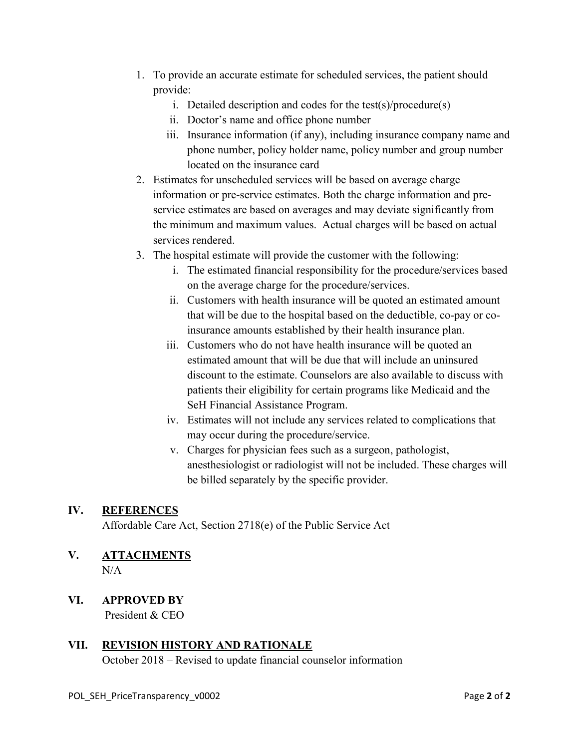1. To provide an accurate estimate for scheduled services, the patient should provide:
   i. Detailed description and codes for the test(s)/procedure(s)
   ii. Doctor's name and office phone number
   iii. Insurance information (if any), including insurance company name and phone number, policy holder name, policy number and group number located on the insurance card
2. Estimates for unscheduled services will be based on average charge information or pre-service estimates. Both the charge information and pre-service estimates are based on averages and may deviate significantly from the minimum and maximum values. Actual charges will be based on actual services rendered.
3. The hospital estimate will provide the customer with the following:
   i. The estimated financial responsibility for the procedure/services based on the average charge for the procedure/services.
   ii. Customers with health insurance will be quoted an estimated amount that will be due to the hospital based on the deductible, co-pay or co-insurance amounts established by their health insurance plan.
   iii. Customers who do not have health insurance will be quoted an estimated amount that will be due that will include an uninsured discount to the estimate. Counselors are also available to discuss with patients their eligibility for certain programs like Medicaid and the SeH Financial Assistance Program.
   iv. Estimates will not include any services related to complications that may occur during the procedure/service.
   v. Charges for physician fees such as a surgeon, pathologist, anesthesiologist or radiologist will not be included. These charges will be billed separately by the specific provider.

## IV. REFERENCES

Affordable Care Act, Section 2718(e) of the Public Service Act

## V. ATTACHMENTS

N/A

## VI. APPROVED BY

President & CEO

## VII. REVISION HISTORY AND RATIONALE

October 2018 – Revised to update financial counselor information